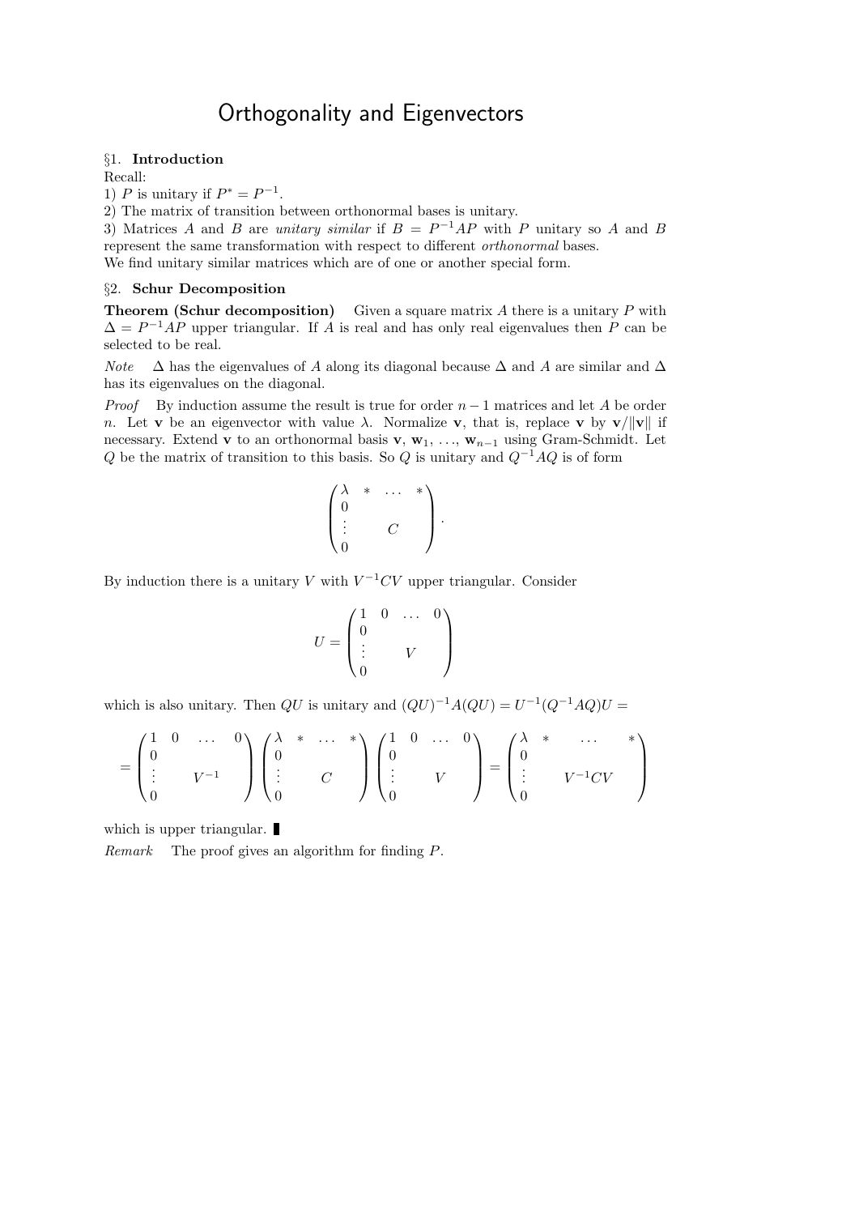# Orthogonality and Eigenvectors

## §1. Introduction

Recall:

1) $P$ is unitary if $P^* = P^{-1}$.

2) The matrix of transition between orthonormal bases is unitary.

3) Matrices $A$ and $B$ are *unitary similar* if $B = P^{-1}AP$ with $P$ unitary so $A$ and $B$ represent the same transformation with respect to different *orthonormal* bases.

We find unitary similar matrices which are of one or another special form.

## §2. Schur Decomposition

**Theorem (Schur decomposition)** Given a square matrix $A$ there is a unitary $P$ with $\Delta = P^{-1}AP$ upper triangular. If $A$ is real and has only real eigenvalues then $P$ can be selected to be real.

*Note* $\Delta$ has the eigenvalues of $A$ along its diagonal because $\Delta$ and $A$ are similar and $\Delta$ has its eigenvalues on the diagonal.

*Proof* By induction assume the result is true for order $n-1$ matrices and let $A$ be order $n$. Let $\mathbf{v}$ be an eigenvector with value $\lambda$. Normalize $\mathbf{v}$, that is, replace $\mathbf{v}$ by $\mathbf{v}/\|\mathbf{v}\|$ if necessary. Extend $\mathbf{v}$ to an orthonormal basis $\mathbf{v}$, $\mathbf{w}_1$, ..., $\mathbf{w}_{n-1}$ using Gram-Schmidt. Let $Q$ be the matrix of transition to this basis. So $Q$ is unitary and $Q^{-1}AQ$ is of form

$$\begin{pmatrix} \lambda & * & \dots & * \\ 0 & & & \\ \vdots & & C & \\ 0 & & & \end{pmatrix}.$$

By induction there is a unitary $V$ with $V^{-1}CV$ upper triangular. Consider

$$U = \begin{pmatrix} 1 & 0 & \dots & 0 \\ 0 & & & \\ \vdots & & V & \\ 0 & & & \end{pmatrix}$$

which is also unitary. Then $QU$ is unitary and $(QU)^{-1}A(QU) = U^{-1}(Q^{-1}AQ)U =$

$$= \begin{pmatrix} 1 & 0 & \dots & 0 \\ 0 & & & \\ \vdots & & V^{-1} & \\ 0 & & & \end{pmatrix} \begin{pmatrix} \lambda & * & \dots & * \\ 0 & & & \\ \vdots & & C & \\ 0 & & & \end{pmatrix} \begin{pmatrix} 1 & 0 & \dots & 0 \\ 0 & & & \\ \vdots & & V & \\ 0 & & & \end{pmatrix} = \begin{pmatrix} \lambda & * & \dots & * \\ 0 & & & \\ \vdots & & V^{-1}CV & \\ 0 & & & \end{pmatrix}$$

which is upper triangular. ∎

*Remark* The proof gives an algorithm for finding $P$.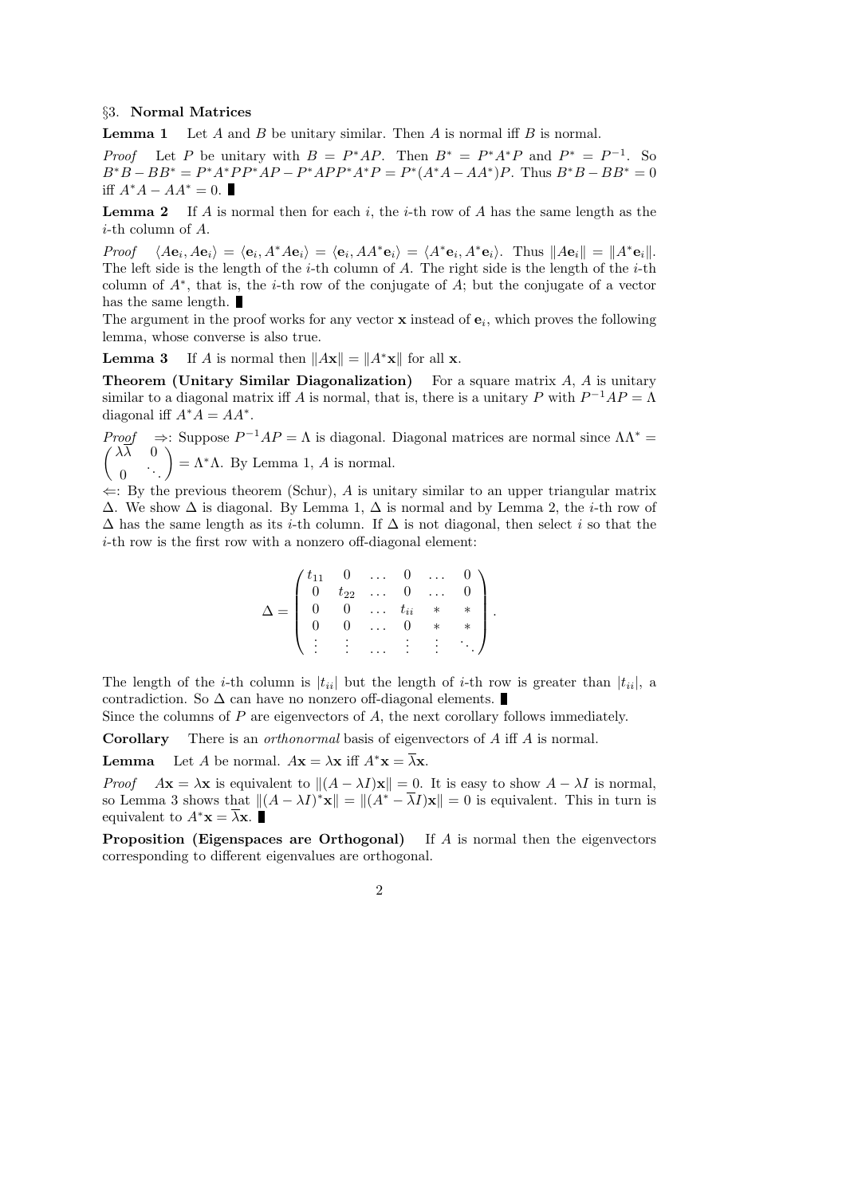§3. **Normal Matrices**

**Lemma 1** Let $A$ and $B$ be unitary similar. Then $A$ is normal iff $B$ is normal.

*Proof* Let $P$ be unitary with $B = P^*AP$. Then $B^* = P^*A^*P$ and $P^* = P^{-1}$. So $B^*B - BB^* = P^*A^*PP^*AP - P^*APP^*A^*P = P^*(A^*A - AA^*)P$. Thus $B^*B - BB^* = 0$ iff $A^*A - AA^* = 0$. ∎

**Lemma 2** If $A$ is normal then for each $i$, the $i$-th row of $A$ has the same length as the $i$-th column of $A$.

*Proof* $\langle A\mathbf{e}_i, A\mathbf{e}_i\rangle = \langle \mathbf{e}_i, A^*A\mathbf{e}_i\rangle = \langle \mathbf{e}_i, AA^*\mathbf{e}_i\rangle = \langle A^*\mathbf{e}_i, A^*\mathbf{e}_i\rangle$. Thus $\|A\mathbf{e}_i\| = \|A^*\mathbf{e}_i\|$. The left side is the length of the $i$-th column of $A$. The right side is the length of the $i$-th column of $A^*$, that is, the $i$-th row of the conjugate of $A$; but the conjugate of a vector has the same length. ∎

The argument in the proof works for any vector $\mathbf{x}$ instead of $\mathbf{e}_i$, which proves the following lemma, whose converse is also true.

**Lemma 3** If $A$ is normal then $\|A\mathbf{x}\| = \|A^*\mathbf{x}\|$ for all $\mathbf{x}$.

**Theorem (Unitary Similar Diagonalization)** For a square matrix $A$, $A$ is unitary similar to a diagonal matrix iff $A$ is normal, that is, there is a unitary $P$ with $P^{-1}AP = \Lambda$ diagonal iff $A^*A = AA^*$.

*Proof* $\Rightarrow$: Suppose $P^{-1}AP = \Lambda$ is diagonal. Diagonal matrices are normal since $\Lambda\Lambda^* = \begin{pmatrix} \lambda\overline{\lambda} & 0 \\ 0 & \ddots \end{pmatrix} = \Lambda^*\Lambda$. By Lemma 1, $A$ is normal.

$\Leftarrow$: By the previous theorem (Schur), $A$ is unitary similar to an upper triangular matrix $\Delta$. We show $\Delta$ is diagonal. By Lemma 1, $\Delta$ is normal and by Lemma 2, the $i$-th row of $\Delta$ has the same length as its $i$-th column. If $\Delta$ is not diagonal, then select $i$ so that the $i$-th row is the first row with a nonzero off-diagonal element:

$$\Delta = \begin{pmatrix} t_{11} & 0 & \dots & 0 & \dots & 0 \\ 0 & t_{22} & \dots & 0 & \dots & 0 \\ 0 & 0 & \dots & t_{ii} & * & * \\ 0 & 0 & \dots & 0 & * & * \\ \vdots & \vdots & \dots & \vdots & \vdots & \ddots \end{pmatrix}.$$

The length of the $i$-th column is $|t_{ii}|$ but the length of $i$-th row is greater than $|t_{ii}|$, a contradiction. So $\Delta$ can have no nonzero off-diagonal elements. ∎

Since the columns of $P$ are eigenvectors of $A$, the next corollary follows immediately.

**Corollary** There is an *orthonormal* basis of eigenvectors of $A$ iff $A$ is normal.

**Lemma** Let $A$ be normal. $A\mathbf{x} = \lambda\mathbf{x}$ iff $A^*\mathbf{x} = \overline{\lambda}\mathbf{x}$.

*Proof* $A\mathbf{x} = \lambda\mathbf{x}$ is equivalent to $\|(A - \lambda I)\mathbf{x}\| = 0$. It is easy to show $A - \lambda I$ is normal, so Lemma 3 shows that $\|(A - \lambda I)^*\mathbf{x}\| = \|(A^* - \overline{\lambda}I)\mathbf{x}\| = 0$ is equivalent. This in turn is equivalent to $A^*\mathbf{x} = \overline{\lambda}\mathbf{x}$. ∎

**Proposition (Eigenspaces are Orthogonal)** If $A$ is normal then the eigenvectors corresponding to different eigenvalues are orthogonal.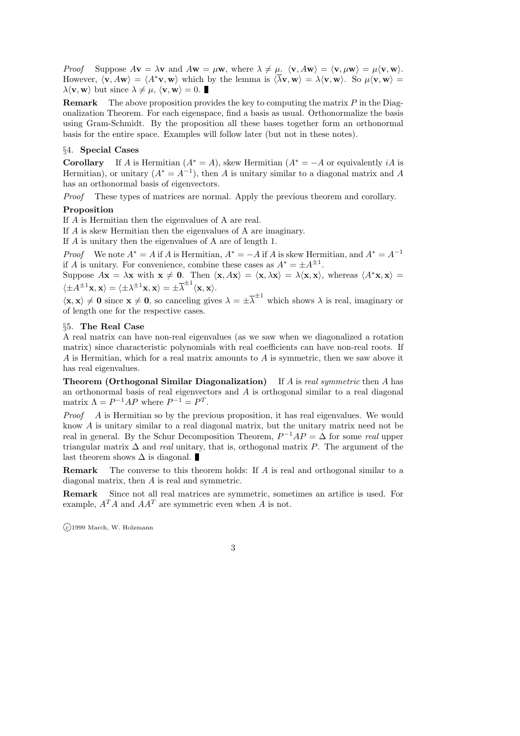*Proof* Suppose $A\mathbf{v} = \lambda\mathbf{v}$ and $A\mathbf{w} = \mu\mathbf{w}$, where $\lambda \neq \mu$. $\langle \mathbf{v}, A\mathbf{w}\rangle = \langle \mathbf{v}, \mu\mathbf{w}\rangle = \mu\langle \mathbf{v}, \mathbf{w}\rangle$. However, $\langle \mathbf{v}, A\mathbf{w}\rangle = \langle A^*\mathbf{v}, \mathbf{w}\rangle$ which by the lemma is $\langle \overline{\lambda}\mathbf{v}, \mathbf{w}\rangle = \lambda\langle \mathbf{v}, \mathbf{w}\rangle$. So $\mu\langle \mathbf{v}, \mathbf{w}\rangle = \lambda\langle \mathbf{v}, \mathbf{w}\rangle$ but since $\lambda \neq \mu$, $\langle \mathbf{v}, \mathbf{w}\rangle = 0$. ■

**Remark** The above proposition provides the key to computing the matrix $P$ in the Diagonalization Theorem. For each eigenspace, find a basis as usual. Orthonormalize the basis using Gram-Schmidt. By the proposition all these bases together form an orthonormal basis for the entire space. Examples will follow later (but not in these notes).

## §4. Special Cases

**Corollary** If $A$ is Hermitian ($A^* = A$), skew Hermitian ($A^* = -A$ or equivalently $iA$ is Hermitian), or unitary ($A^* = A^{-1}$), then $A$ is unitary similar to a diagonal matrix and $A$ has an orthonormal basis of eigenvectors.

*Proof* These types of matrices are normal. Apply the previous theorem and corollary.

**Proposition**
If $A$ is Hermitian then the eigenvalues of A are real.
If $A$ is skew Hermitian then the eigenvalues of A are imaginary.
If $A$ is unitary then the eigenvalues of A are of length 1.

*Proof* We note $A^* = A$ if $A$ is Hermitian, $A^* = -A$ if $A$ is skew Hermitian, and $A^* = A^{-1}$ if $A$ is unitary. For convenience, combine these cases as $A^* = \pm A^{\pm 1}$.
Suppose $A\mathbf{x} = \lambda\mathbf{x}$ with $\mathbf{x} \neq \mathbf{0}$. Then $\langle \mathbf{x}, A\mathbf{x}\rangle = \langle \mathbf{x}, \lambda\mathbf{x}\rangle = \lambda\langle \mathbf{x}, \mathbf{x}\rangle$, whereas $\langle A^*\mathbf{x}, \mathbf{x}\rangle = \langle \pm A^{\pm 1}\mathbf{x}, \mathbf{x}\rangle = \langle \pm\lambda^{\pm 1}\mathbf{x}, \mathbf{x}\rangle = \pm\overline{\lambda}^{\pm 1}\langle \mathbf{x}, \mathbf{x}\rangle$.
$\langle \mathbf{x}, \mathbf{x}\rangle \neq \mathbf{0}$ since $\mathbf{x} \neq \mathbf{0}$, so canceling gives $\lambda = \pm\overline{\lambda}^{\pm 1}$ which shows $\lambda$ is real, imaginary or of length one for the respective cases.

## §5. The Real Case

A real matrix can have non-real eigenvalues (as we saw when we diagonalized a rotation matrix) since characteristic polynomials with real coefficients can have non-real roots. If $A$ is Hermitian, which for a real matrix amounts to $A$ is symmetric, then we saw above it has real eigenvalues.

**Theorem (Orthogonal Similar Diagonalization)** If $A$ is *real symmetric* then $A$ has an orthonormal basis of real eigenvectors and $A$ is orthogonal similar to a real diagonal matrix $\Lambda = P^{-1}AP$ where $P^{-1} = P^T$.

*Proof* $A$ is Hermitian so by the previous proposition, it has real eigenvalues. We would know $A$ is unitary similar to a real diagonal matrix, but the unitary matrix need not be real in general. By the Schur Decomposition Theorem, $P^{-1}AP = \Delta$ for some *real* upper triangular matrix $\Delta$ and *real* unitary, that is, orthogonal matrix $P$. The argument of the last theorem shows $\Delta$ is diagonal. ■

**Remark** The converse to this theorem holds: If $A$ is real and orthogonal similar to a diagonal matrix, then $A$ is real and symmetric.

**Remark** Since not all real matrices are symmetric, sometimes an artifice is used. For example, $A^TA$ and $AA^T$ are symmetric even when $A$ is not.

©1999 March, W. Holzmann